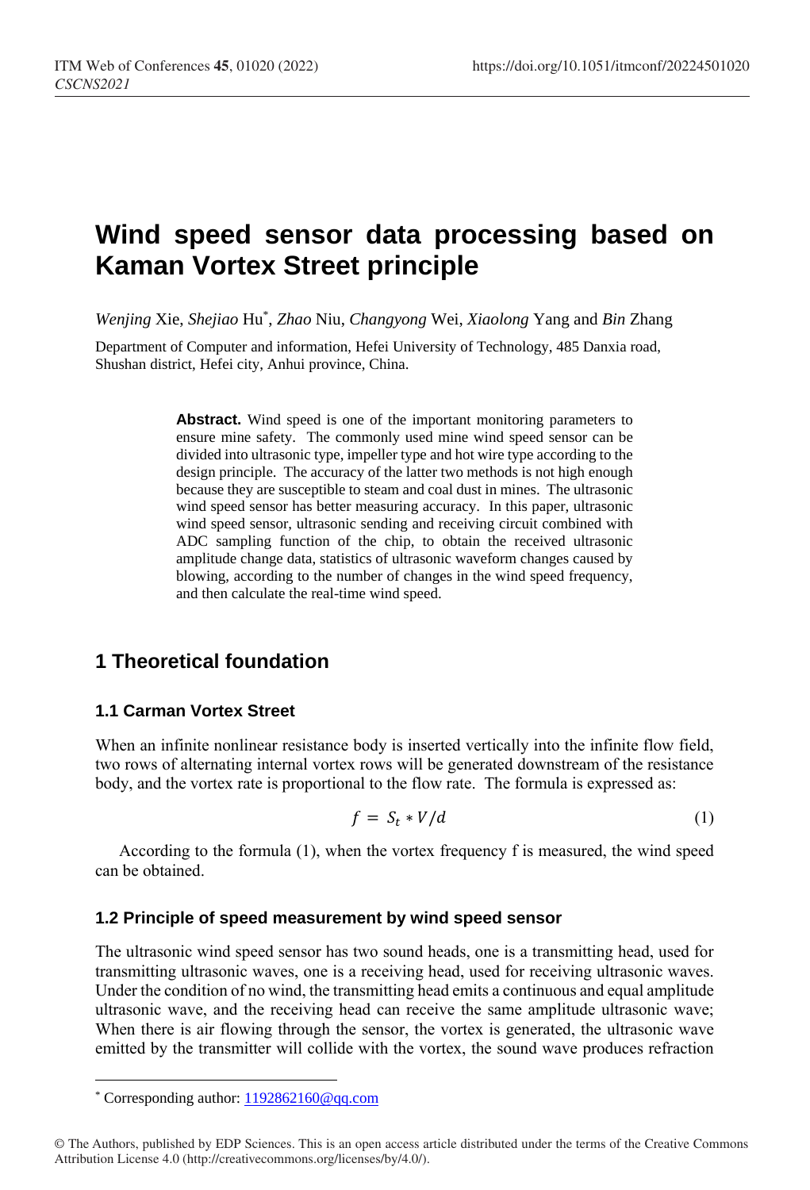# Wind speed sensor data processing based on Kaman Vortex Street principle

*Wenjing* Xie, *Shejiao* Hu[*], *Zhao* Niu, *Changyong* Wei, *Xiaolong* Yang and *Bin* Zhang

Department of Computer and information, Hefei University of Technology, 485 Danxia road, Shushan district, Hefei city, Anhui province, China.

**Abstract.** Wind speed is one of the important monitoring parameters to ensure mine safety. The commonly used mine wind speed sensor can be divided into ultrasonic type, impeller type and hot wire type according to the design principle. The accuracy of the latter two methods is not high enough because they are susceptible to steam and coal dust in mines. The ultrasonic wind speed sensor has better measuring accuracy. In this paper, ultrasonic wind speed sensor, ultrasonic sending and receiving circuit combined with ADC sampling function of the chip, to obtain the received ultrasonic amplitude change data, statistics of ultrasonic waveform changes caused by blowing, according to the number of changes in the wind speed frequency, and then calculate the real-time wind speed.

## 1 Theoretical foundation

### 1.1 Carman Vortex Street

When an infinite nonlinear resistance body is inserted vertically into the infinite flow field, two rows of alternating internal vortex rows will be generated downstream of the resistance body, and the vortex rate is proportional to the flow rate. The formula is expressed as:

$$f = S_t * V/d \tag{1}$$

According to the formula (1), when the vortex frequency f is measured, the wind speed can be obtained.

### 1.2 Principle of speed measurement by wind speed sensor

The ultrasonic wind speed sensor has two sound heads, one is a transmitting head, used for transmitting ultrasonic waves, one is a receiving head, used for receiving ultrasonic waves. Under the condition of no wind, the transmitting head emits a continuous and equal amplitude ultrasonic wave, and the receiving head can receive the same amplitude ultrasonic wave; When there is air flowing through the sensor, the vortex is generated, the ultrasonic wave emitted by the transmitter will collide with the vortex, the sound wave produces refraction

[*] Corresponding author: 1192862160@qq.com

© The Authors, published by EDP Sciences. This is an open access article distributed under the terms of the Creative Commons Attribution License 4.0 (http://creativecommons.org/licenses/by/4.0/).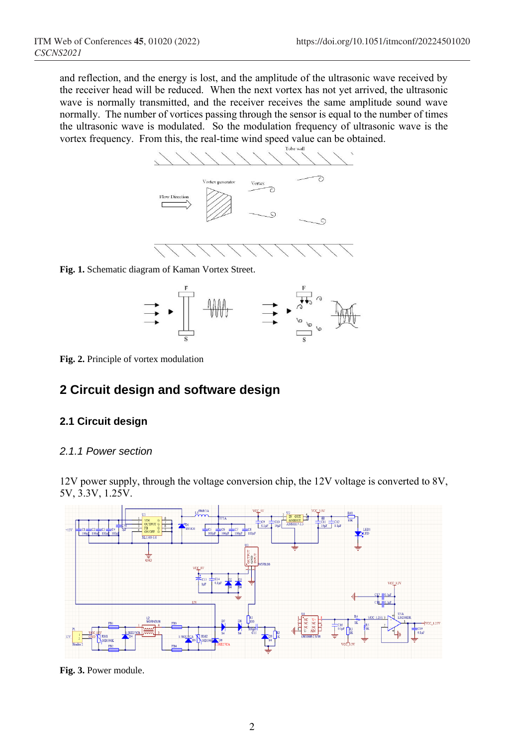and reflection, and the energy is lost, and the amplitude of the ultrasonic wave received by the receiver head will be reduced. When the next vortex has not yet arrived, the ultrasonic wave is normally transmitted, and the receiver receives the same amplitude sound wave normally. The number of vortices passing through the sensor is equal to the number of times the ultrasonic wave is modulated. So the modulation frequency of ultrasonic wave is the vortex frequency. From this, the real-time wind speed value can be obtained.

**Fig. 1.** Schematic diagram of Kaman Vortex Street.

**Fig. 2.** Principle of vortex modulation

## 2 Circuit design and software design

### 2.1 Circuit design

#### *2.1.1 Power section*

12V power supply, through the voltage conversion chip, the 12V voltage is converted to 8V, 5V, 3.3V, 1.25V.

**Fig. 3.** Power module.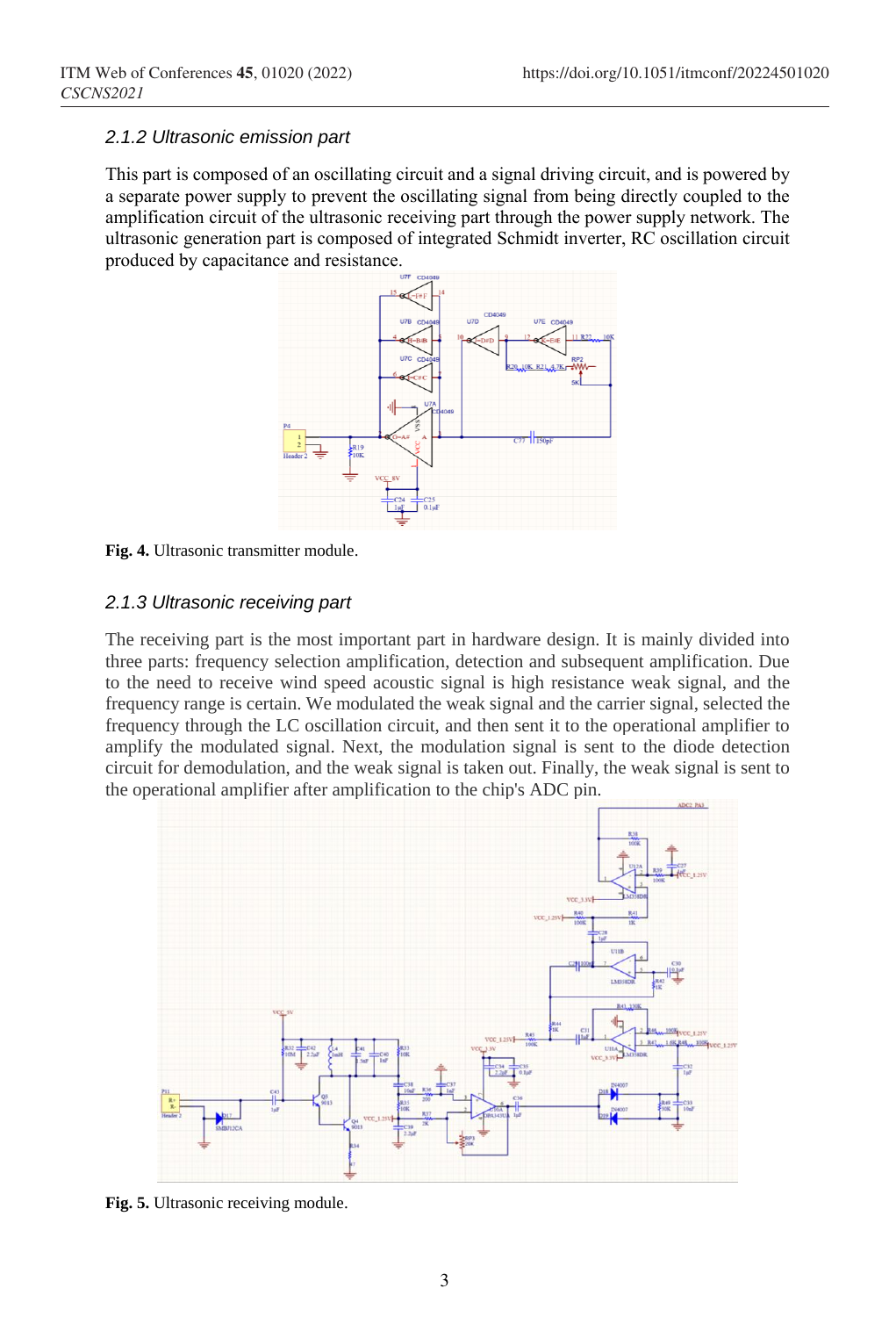### 2.1.2 Ultrasonic emission part

This part is composed of an oscillating circuit and a signal driving circuit, and is powered by a separate power supply to prevent the oscillating signal from being directly coupled to the amplification circuit of the ultrasonic receiving part through the power supply network. The ultrasonic generation part is composed of integrated Schmidt inverter, RC oscillation circuit produced by capacitance and resistance.

**Fig. 4.** Ultrasonic transmitter module.

### 2.1.3 Ultrasonic receiving part

The receiving part is the most important part in hardware design. It is mainly divided into three parts: frequency selection amplification, detection and subsequent amplification. Due to the need to receive wind speed acoustic signal is high resistance weak signal, and the frequency range is certain. We modulated the weak signal and the carrier signal, selected the frequency through the LC oscillation circuit, and then sent it to the operational amplifier to amplify the modulated signal. Next, the modulation signal is sent to the diode detection circuit for demodulation, and the weak signal is taken out. Finally, the weak signal is sent to the operational amplifier after amplification to the chip's ADC pin.

**Fig. 5.** Ultrasonic receiving module.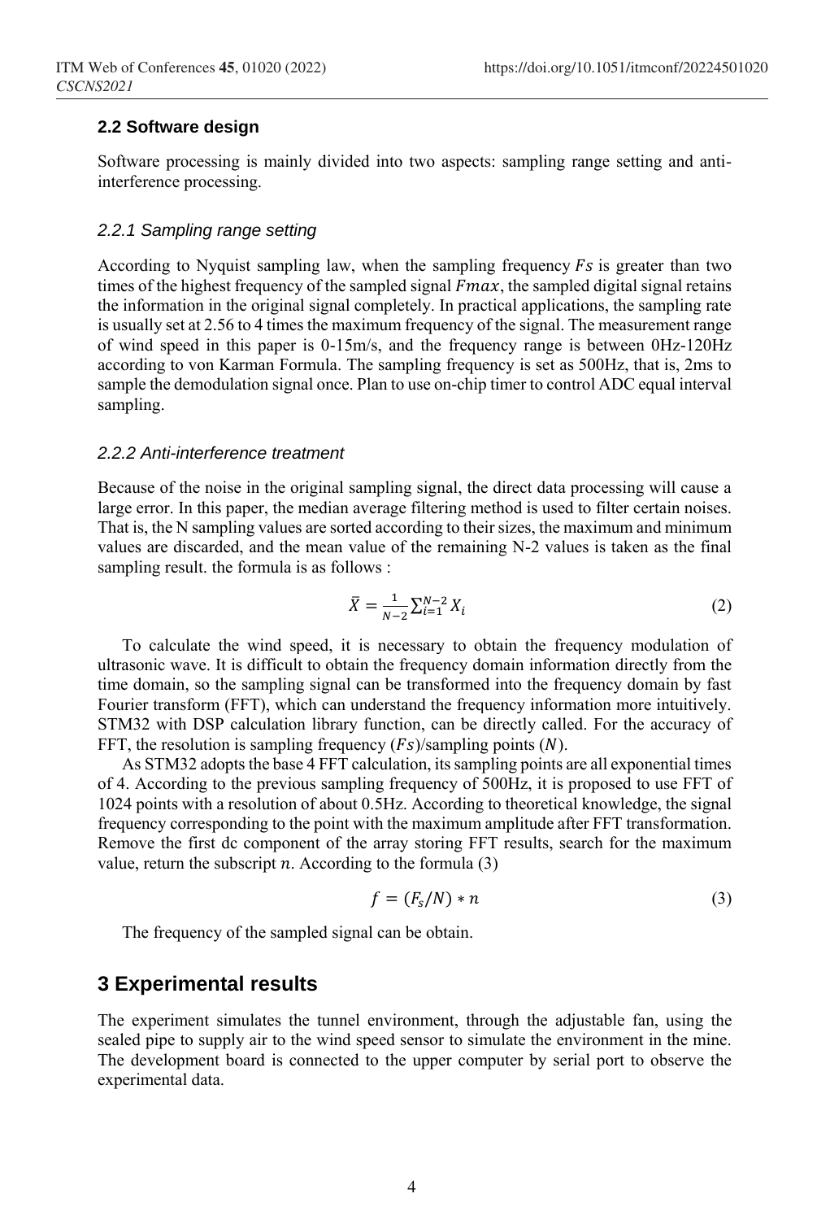### 2.2 Software design

Software processing is mainly divided into two aspects: sampling range setting and anti-interference processing.

#### 2.2.1 Sampling range setting

According to Nyquist sampling law, when the sampling frequency $Fs$ is greater than two times of the highest frequency of the sampled signal $Fmax$, the sampled digital signal retains the information in the original signal completely. In practical applications, the sampling rate is usually set at 2.56 to 4 times the maximum frequency of the signal. The measurement range of wind speed in this paper is 0-15m/s, and the frequency range is between 0Hz-120Hz according to von Karman Formula. The sampling frequency is set as 500Hz, that is, 2ms to sample the demodulation signal once. Plan to use on-chip timer to control ADC equal interval sampling.

#### 2.2.2 Anti-interference treatment

Because of the noise in the original sampling signal, the direct data processing will cause a large error. In this paper, the median average filtering method is used to filter certain noises. That is, the N sampling values are sorted according to their sizes, the maximum and minimum values are discarded, and the mean value of the remaining N-2 values is taken as the final sampling result. the formula is as follows :

$$\bar{X} = \frac{1}{N-2}\sum_{i=1}^{N-2} X_i \tag{2}$$

To calculate the wind speed, it is necessary to obtain the frequency modulation of ultrasonic wave. It is difficult to obtain the frequency domain information directly from the time domain, so the sampling signal can be transformed into the frequency domain by fast Fourier transform (FFT), which can understand the frequency information more intuitively. STM32 with DSP calculation library function, can be directly called. For the accuracy of FFT, the resolution is sampling frequency ($Fs$)/sampling points ($N$).

As STM32 adopts the base 4 FFT calculation, its sampling points are all exponential times of 4. According to the previous sampling frequency of 500Hz, it is proposed to use FFT of 1024 points with a resolution of about 0.5Hz. According to theoretical knowledge, the signal frequency corresponding to the point with the maximum amplitude after FFT transformation. Remove the first dc component of the array storing FFT results, search for the maximum value, return the subscript $n$. According to the formula (3)

$$f = (F_s/N) * n \tag{3}$$

The frequency of the sampled signal can be obtain.

## 3 Experimental results

The experiment simulates the tunnel environment, through the adjustable fan, using the sealed pipe to supply air to the wind speed sensor to simulate the environment in the mine. The development board is connected to the upper computer by serial port to observe the experimental data.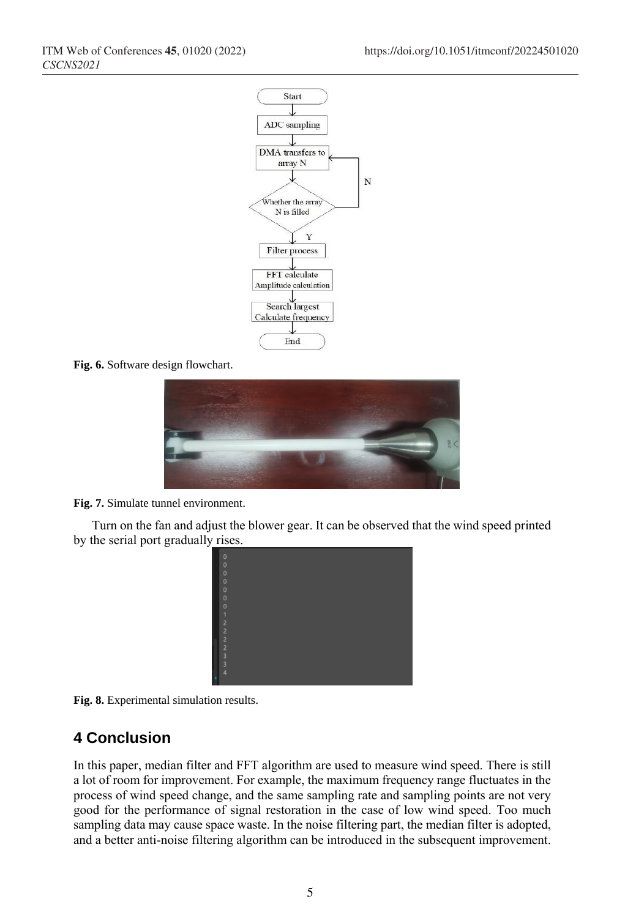Fig. 6. Software design flowchart.

Fig. 7. Simulate tunnel environment.

Turn on the fan and adjust the blower gear. It can be observed that the wind speed printed by the serial port gradually rises.

Fig. 8. Experimental simulation results.

## 4 Conclusion

In this paper, median filter and FFT algorithm are used to measure wind speed. There is still a lot of room for improvement. For example, the maximum frequency range fluctuates in the process of wind speed change, and the same sampling rate and sampling points are not very good for the performance of signal restoration in the case of low wind speed. Too much sampling data may cause space waste. In the noise filtering part, the median filter is adopted, and a better anti-noise filtering algorithm can be introduced in the subsequent improvement.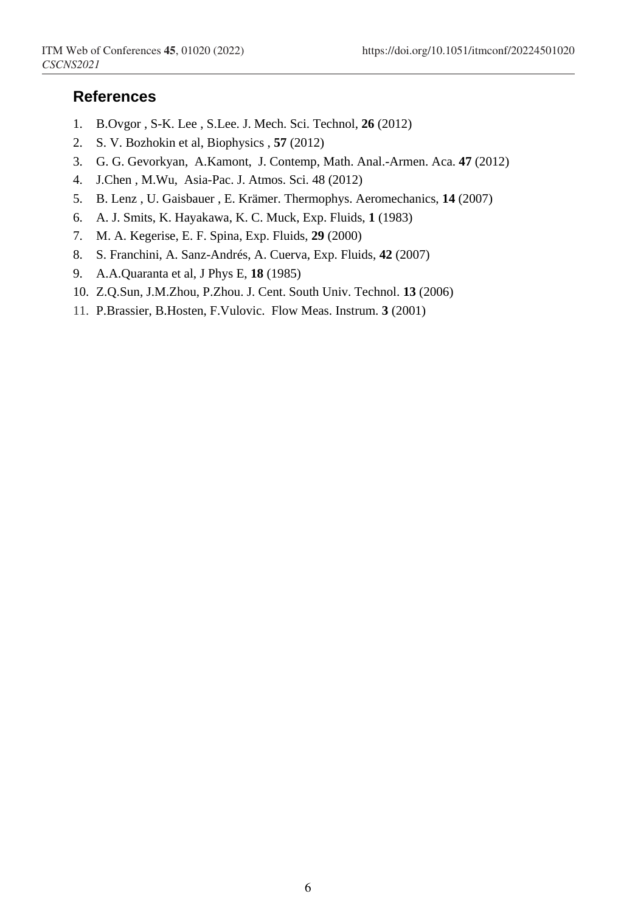## References

1. B.Ovgor , S-K. Lee , S.Lee. J. Mech. Sci. Technol, **26** (2012)
2. S. V. Bozhokin et al, Biophysics , **57** (2012)
3. G. G. Gevorkyan, A.Kamont, J. Contemp, Math. Anal.-Armen. Aca. **47** (2012)
4. J.Chen , M.Wu, Asia-Pac. J. Atmos. Sci. 48 (2012)
5. B. Lenz , U. Gaisbauer , E. Krämer. Thermophys. Aeromechanics, **14** (2007)
6. A. J. Smits, K. Hayakawa, K. C. Muck, Exp. Fluids, **1** (1983)
7. M. A. Kegerise, E. F. Spina, Exp. Fluids, **29** (2000)
8. S. Franchini, A. Sanz-Andrés, A. Cuerva, Exp. Fluids, **42** (2007)
9. A.A.Quaranta et al, J Phys E, **18** (1985)
10. Z.Q.Sun, J.M.Zhou, P.Zhou. J. Cent. South Univ. Technol. **13** (2006)
11. P.Brassier, B.Hosten, F.Vulovic. Flow Meas. Instrum. **3** (2001)